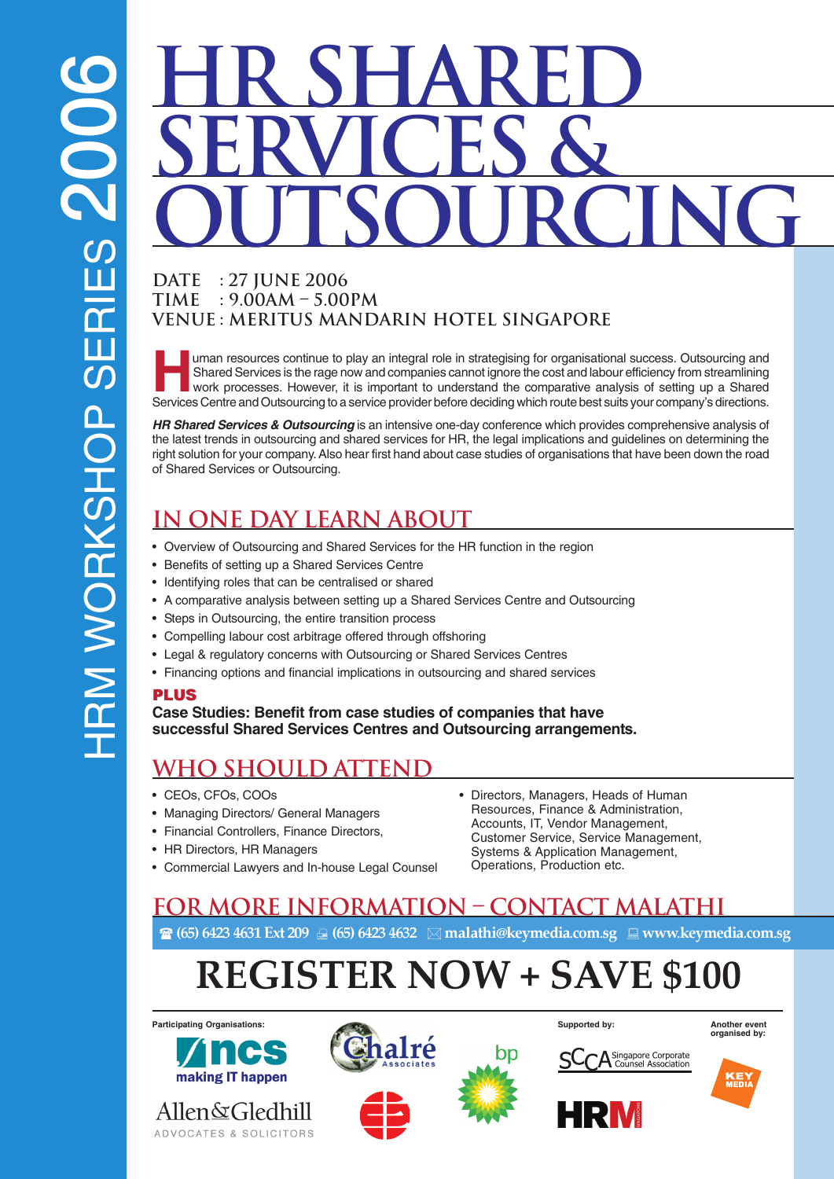HRM WORKSHOP SERIES 2006

# HR SHARED SERVICES & OUTSOURCING

**DATE** : 27 JUNE 2006
**TIME** : 9.00AM – 5.00PM
**VENUE** : MERITUS MANDARIN HOTEL SINGAPORE

Human resources continue to play an integral role in strategising for organisational success. Outsourcing and Shared Services is the rage now and companies cannot ignore the cost and labour efficiency from streamlining work processes. However, it is important to understand the comparative analysis of setting up a Shared Services Centre and Outsourcing to a service provider before deciding which route best suits your company's directions.

***HR Shared Services & Outsourcing*** is an intensive one-day conference which provides comprehensive analysis of the latest trends in outsourcing and shared services for HR, the legal implications and guidelines on determining the right solution for your company. Also hear first hand about case studies of organisations that have been down the road of Shared Services or Outsourcing.

## IN ONE DAY LEARN ABOUT

- Overview of Outsourcing and Shared Services for the HR function in the region
- Benefits of setting up a Shared Services Centre
- Identifying roles that can be centralised or shared
- A comparative analysis between setting up a Shared Services Centre and Outsourcing
- Steps in Outsourcing, the entire transition process
- Compelling labour cost arbitrage offered through offshoring
- Legal & regulatory concerns with Outsourcing or Shared Services Centres
- Financing options and financial implications in outsourcing and shared services

**PLUS**

**Case Studies: Benefit from case studies of companies that have successful Shared Services Centres and Outsourcing arrangements.**

## WHO SHOULD ATTEND

- CEOs, CFOs, COOs
- Managing Directors/ General Managers
- Financial Controllers, Finance Directors,
- HR Directors, HR Managers
- Commercial Lawyers and In-house Legal Counsel
- Directors, Managers, Heads of Human Resources, Finance & Administration, Accounts, IT, Vendor Management, Customer Service, Service Management, Systems & Application Management, Operations, Production etc.

## FOR MORE INFORMATION – CONTACT MALATHI

(65) 6423 4631 Ext 209 | (65) 6423 4632 | malathi@keymedia.com.sg | www.keymedia.com.sg

# REGISTER NOW + SAVE $100

**Participating Organisations:** NCS (making IT happen), Chalré Associates, bp, Allen & Gledhill Advocates & Solicitors

**Supported by:** SCCA Singapore Corporate Counsel Association, HRM

**Another event organised by:** KEY MEDIA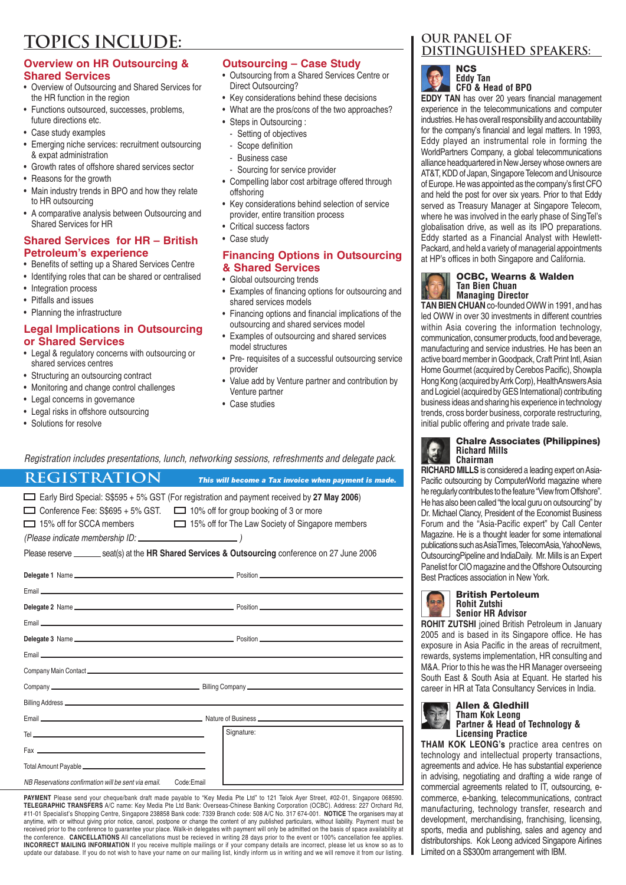# TOPICS INCLUDE:

## Overview on HR Outsourcing & Shared Services

- Overview of Outsourcing and Shared Services for the HR function in the region
- Functions outsourced, successes, problems, future directions etc.
- Case study examples
- Emerging niche services: recruitment outsourcing & expat administration
- Growth rates of offshore shared services sector
- Reasons for the growth
- Main industry trends in BPO and how they relate to HR outsourcing
- A comparative analysis between Outsourcing and Shared Services for HR

## Shared Services for HR – British Petroleum's experience

- Benefits of setting up a Shared Services Centre
- Identifying roles that can be shared or centralised
- Integration process
- Pitfalls and issues
- Planning the infrastructure

## Legal Implications in Outsourcing or Shared Services

- Legal & regulatory concerns with outsourcing or shared services centres
- Structuring an outsourcing contract
- Monitoring and change control challenges
- Legal concerns in governance
- Legal risks in offshore outsourcing
- Solutions for resolve

## Outsourcing – Case Study

- Outsourcing from a Shared Services Centre or Direct Outsourcing?
- Key considerations behind these decisions
- What are the pros/cons of the two approaches?
- Steps in Outsourcing :
  - Setting of objectives
  - Scope definition
  - Business case
  - Sourcing for service provider
- Compelling labor cost arbitrage offered through offshoring
- Key considerations behind selection of service provider, entire transition process
- Critical success factors
- Case study

## Financing Options in Outsourcing & Shared Services

- Global outsourcing trends
- Examples of financing options for outsourcing and shared services models
- Financing options and financial implications of the outsourcing and shared services model
- Examples of outsourcing and shared services model structures
- Pre- requisites of a successful outsourcing service provider
- Value add by Venture partner and contribution by Venture partner
- Case studies

*Registration includes presentations, lunch, networking sessions, refreshments and delegate pack.*

# REGISTRATION

***This will become a Tax invoice when payment is made.***

☐ Early Bird Special: S$595 + 5% GST (For registration and payment received by **27 May 2006**)

☐ Conference Fee: S$695 + 5% GST.  ☐ 10% off for group booking of 3 or more

☐ 15% off for SCCA members  ☐ 15% off for The Law Society of Singapore members

*(Please indicate membership ID: ______________________ )*

Please reserve ______ seat(s) at the **HR Shared Services & Outsourcing** conference on 27 June 2006

**Delegate 1** Name ______________________ Position ______________________

Email ______________________

**Delegate 2** Name ______________________ Position ______________________

Email ______________________

**Delegate 3** Name ______________________ Position ______________________

Email ______________________

Company Main Contact ______________________

Company ______________________ Billing Company ______________________

Billing Address ______________________

Email ______________________ Nature of Business ______________________

Tel ______________________

Fax ______________________

Total Amount Payable ______________________

Signature:

*NB Reservations confirmation will be sent via email.*  Code:Email

**PAYMENT** Please send your cheque/bank draft made payable to "Key Media Pte Ltd" to 121 Telok Ayer Street, #02-01, Singapore 068590. **TELEGRAPHIC TRANSFERS** A/C name: Key Media Pte Ltd Bank: Overseas-Chinese Banking Corporation (OCBC). Address: 227 Orchard Rd, #11-01 Specialist's Shopping Centre, Singapore 238858 Bank code: 7339 Branch code: 508 A/C No. 317 674-001. **NOTICE** The organisers may at anytime, with or without giving prior notice, cancel, postpone or change the content of any published particulars, without liability. Payment must be received prior to the conference to guarantee your place. Walk-in delegates with payment will only be admitted on the basis of space availability at the conference. **CANCELLATIONS** All cancellations must be recieved in writing 28 days prior to the event or 100% cancellation fee applies. **INCORRECT MAILING INFORMATION** If you receive multiple mailings or if your company details are incorrect, please let us know so as to update our database. If you do not wish to have your name on our mailing list, kindly inform us in writing and we will remove it from our listing.

# OUR PANEL OF DISTINGUISHED SPEAKERS:

### NCS
**Eddy Tan**
**CFO & Head of BPO**

**EDDY TAN** has over 20 years financial management experience in the telecommunications and computer industries. He has overall responsibility and accountability for the company's financial and legal matters. In 1993, Eddy played an instrumental role in forming the WorldPartners Company, a global telecommunications alliance headquartered in New Jersey whose owners are AT&T, KDD of Japan, Singapore Telecom and Unisource of Europe. He was appointed as the company's first CFO and held the post for over six years. Prior to that Eddy served as Treasury Manager at Singapore Telecom, where he was involved in the early phase of SingTel's globalisation drive, as well as its IPO preparations. Eddy started as a Financial Analyst with Hewlett-Packard, and held a variety of managerial appointments at HP's offices in both Singapore and California.

### OCBC, Wearns & Walden
**Tan Bien Chuan**
**Managing Director**

**TAN BIEN CHUAN** co-founded OWW in 1991, and has led OWW in over 30 investments in different countries within Asia covering the information technology, communication, consumer products, food and beverage, manufacturing and service industries. He has been an active board member in Goodpack, Craft Print Intl, Asian Home Gourmet (acquired by Cerebos Pacific), Showpla Hong Kong (acquired by Arrk Corp), HealthAnswers Asia and Logiciel (acquired by GES International) contributing business ideas and sharing his experience in technology trends, cross border business, corporate restructuring, initial public offering and private trade sale.

### Chalre Associates (Philippines)
**Richard Mills**
**Chairman**

**RICHARD MILLS** is considered a leading expert on Asia-Pacific outsourcing by ComputerWorld magazine where he regularly contributes to the feature "View from Offshore". He has also been called "the local guru on outsourcing" by Dr. Michael Clancy, President of the Economist Business Forum and the "Asia-Pacific expert" by Call Center Magazine. He is a thought leader for some international publications such as AsiaTimes, TelecomAsia, YahooNews, OutsourcingPipeline and IndiaDaily. Mr. Mills is an Expert Panelist for CIO magazine and the Offshore Outsourcing Best Practices association in New York.

### British Pertoleum
**Rohit Zutshi**
**Senior HR Advisor**

**ROHIT ZUTSHI** joined British Petroleum in January 2005 and is based in its Singapore office. He has exposure in Asia Pacific in the areas of recruitment, rewards, systems implementation, HR consulting and M&A. Prior to this he was the HR Manager overseeing South East & South Asia at Equant. He started his career in HR at Tata Consultancy Services in India.

### Allen & Gledhill
**Tham Kok Leong**
**Partner & Head of Technology & Licensing Practice**

**THAM KOK LEONG's** practice area centres on technology and intellectual property transactions, agreements and advice. He has substantial experience in advising, negotiating and drafting a wide range of commercial agreements related to IT, outsourcing, e-commerce, e-banking, telecommunications, contract manufacturing, technology transfer, research and development, merchandising, franchising, licensing, sports, media and publishing, sales and agency and distributorships. Kok Leong adviced Singapore Airlines Limited on a S$300m arrangement with IBM.